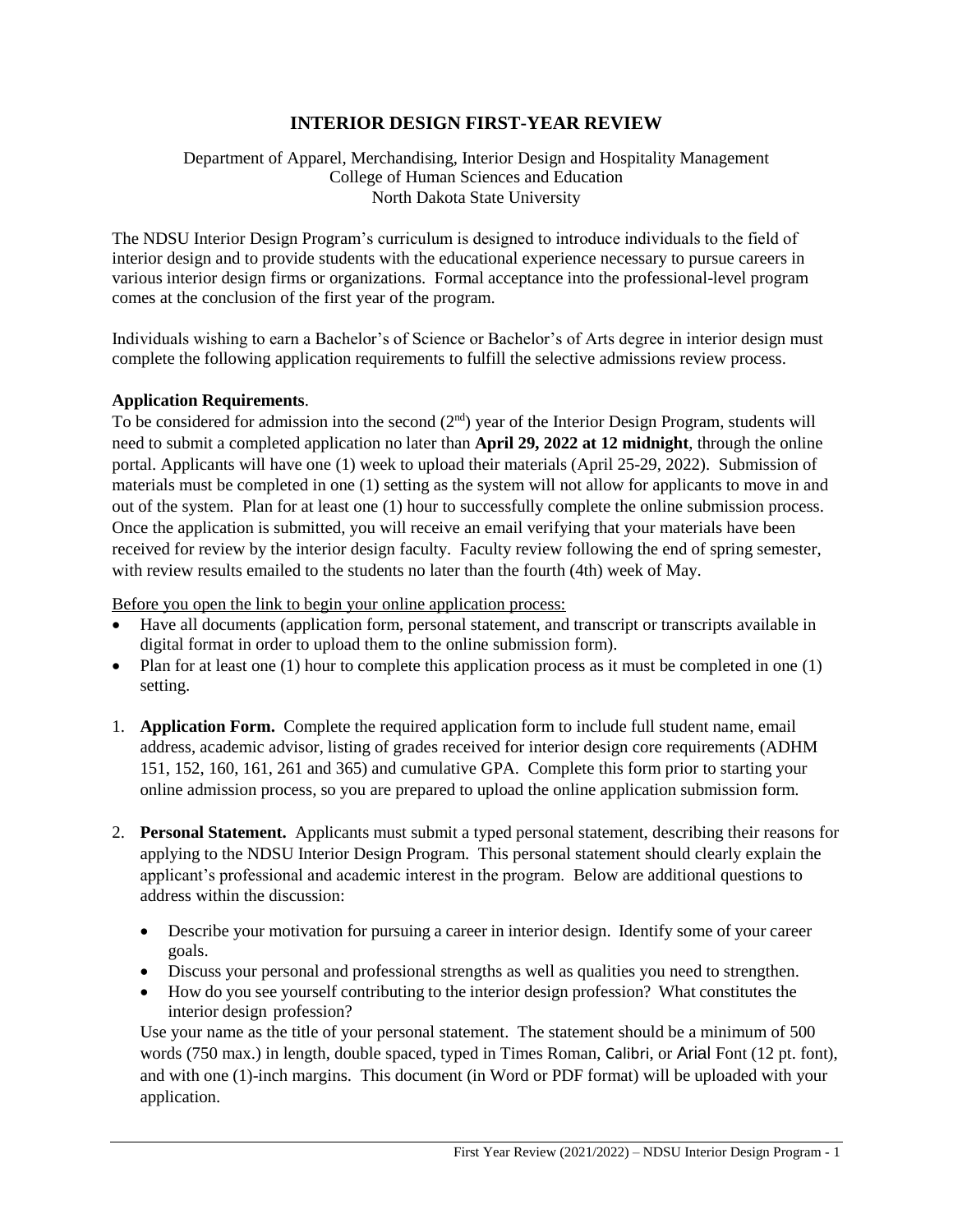# INTERIOR DESIGN FIRST-YEAR REVIEW

Department of Apparel, Merchandising, Interior Design and Hospitality Management
College of Human Sciences and Education
North Dakota State University

The NDSU Interior Design Program's curriculum is designed to introduce individuals to the field of interior design and to provide students with the educational experience necessary to pursue careers in various interior design firms or organizations. Formal acceptance into the professional-level program comes at the conclusion of the first year of the program.

Individuals wishing to earn a Bachelor's of Science or Bachelor's of Arts degree in interior design must complete the following application requirements to fulfill the selective admissions review process.

**Application Requirements**.

To be considered for admission into the second (2nd) year of the Interior Design Program, students will need to submit a completed application no later than **April 29, 2022 at 12 midnight**, through the online portal. Applicants will have one (1) week to upload their materials (April 25-29, 2022). Submission of materials must be completed in one (1) setting as the system will not allow for applicants to move in and out of the system. Plan for at least one (1) hour to successfully complete the online submission process. Once the application is submitted, you will receive an email verifying that your materials have been received for review by the interior design faculty. Faculty review following the end of spring semester, with review results emailed to the students no later than the fourth (4th) week of May.

Before you open the link to begin your online application process:

- Have all documents (application form, personal statement, and transcript or transcripts available in digital format in order to upload them to the online submission form).
- Plan for at least one (1) hour to complete this application process as it must be completed in one (1) setting.

1. **Application Form.** Complete the required application form to include full student name, email address, academic advisor, listing of grades received for interior design core requirements (ADHM 151, 152, 160, 161, 261 and 365) and cumulative GPA. Complete this form prior to starting your online admission process, so you are prepared to upload the online application submission form.

2. **Personal Statement.** Applicants must submit a typed personal statement, describing their reasons for applying to the NDSU Interior Design Program. This personal statement should clearly explain the applicant's professional and academic interest in the program. Below are additional questions to address within the discussion:

   - Describe your motivation for pursuing a career in interior design. Identify some of your career goals.
   - Discuss your personal and professional strengths as well as qualities you need to strengthen.
   - How do you see yourself contributing to the interior design profession? What constitutes the interior design profession?

   Use your name as the title of your personal statement. The statement should be a minimum of 500 words (750 max.) in length, double spaced, typed in Times Roman, Calibri, or Arial Font (12 pt. font), and with one (1)-inch margins. This document (in Word or PDF format) will be uploaded with your application.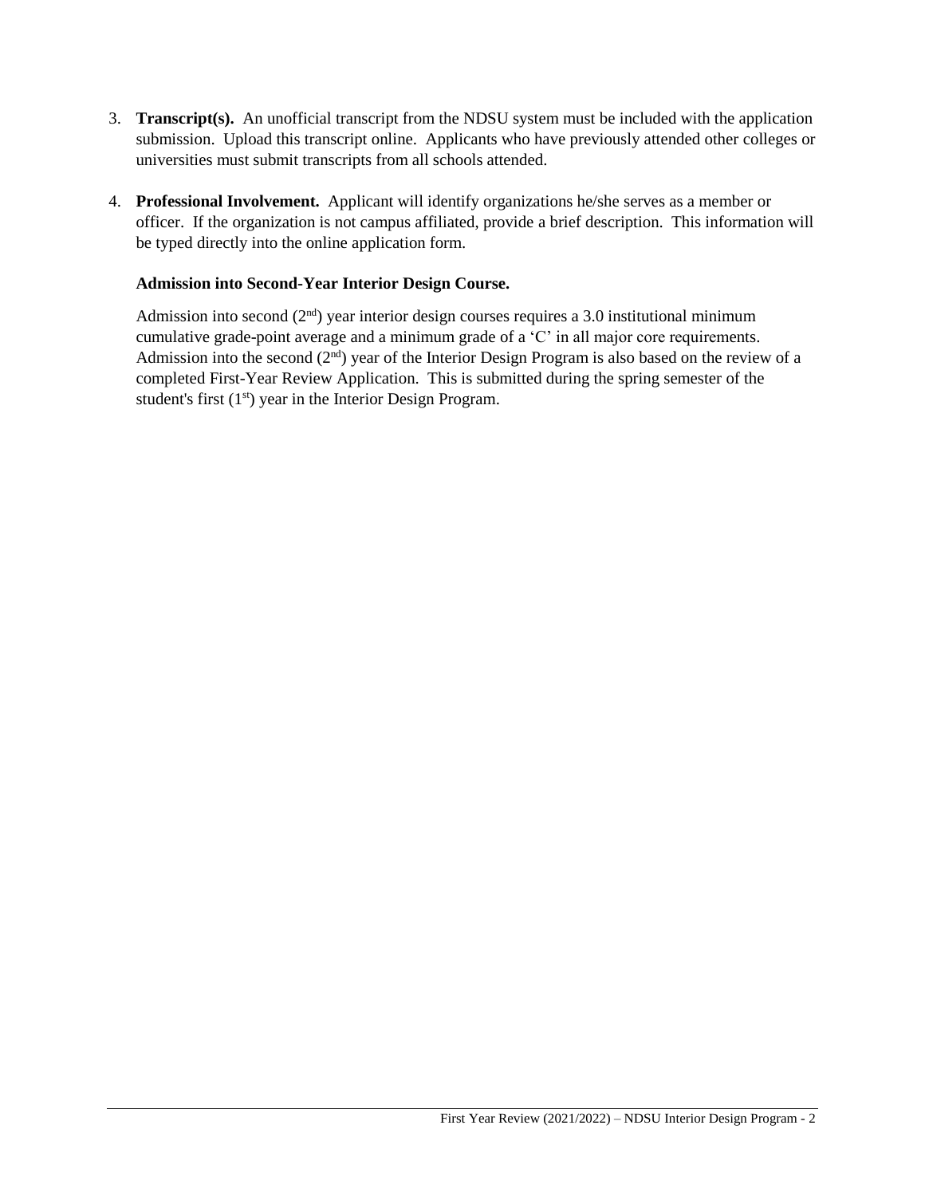3. **Transcript(s).** An unofficial transcript from the NDSU system must be included with the application submission. Upload this transcript online. Applicants who have previously attended other colleges or universities must submit transcripts from all schools attended.

4. **Professional Involvement.** Applicant will identify organizations he/she serves as a member or officer. If the organization is not campus affiliated, provide a brief description. This information will be typed directly into the online application form.

**Admission into Second-Year Interior Design Course.**

Admission into second (2nd) year interior design courses requires a 3.0 institutional minimum cumulative grade-point average and a minimum grade of a 'C' in all major core requirements. Admission into the second (2nd) year of the Interior Design Program is also based on the review of a completed First-Year Review Application. This is submitted during the spring semester of the student's first (1st) year in the Interior Design Program.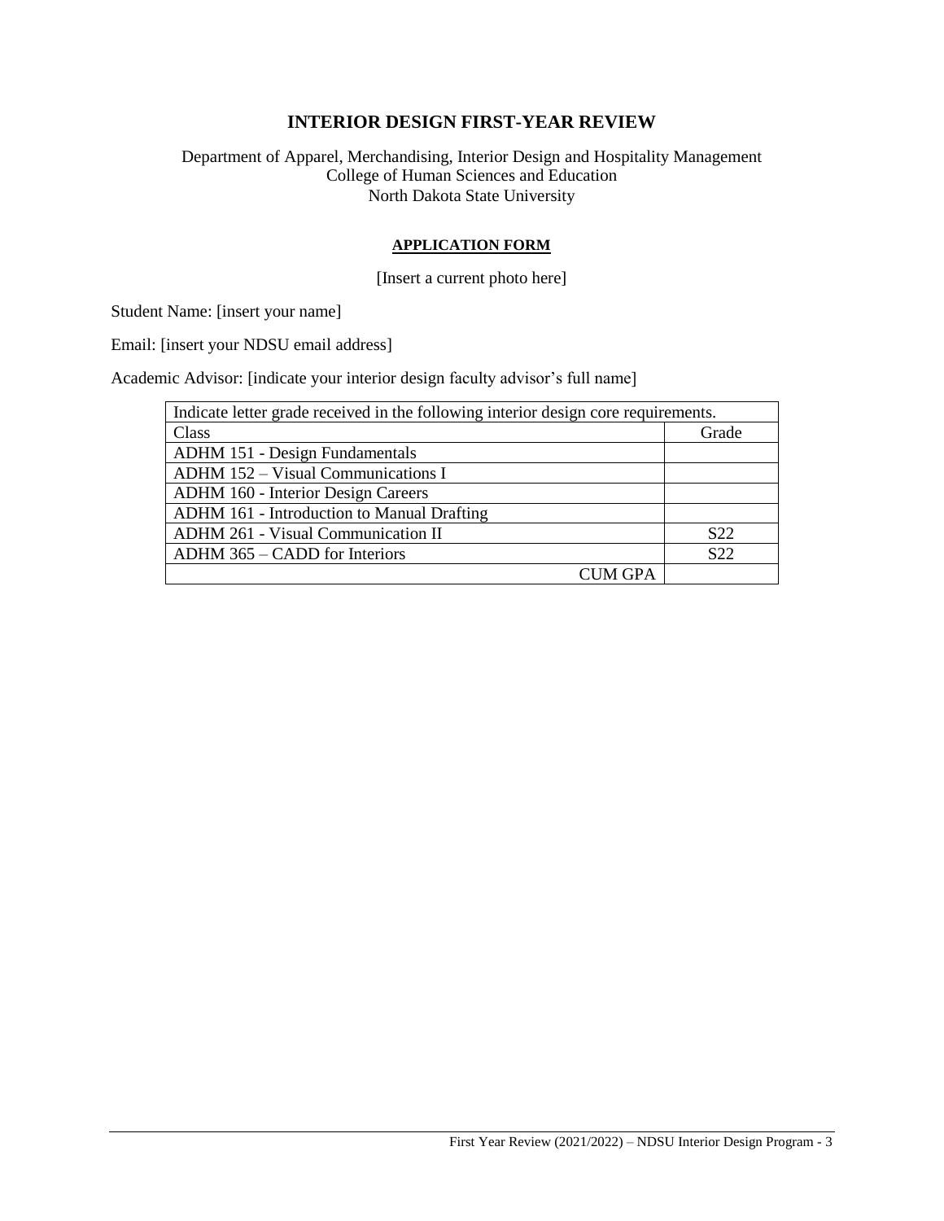# INTERIOR DESIGN FIRST-YEAR REVIEW

Department of Apparel, Merchandising, Interior Design and Hospitality Management
College of Human Sciences and Education
North Dakota State University

**APPLICATION FORM**

[Insert a current photo here]

Student Name: [insert your name]

Email: [insert your NDSU email address]

Academic Advisor: [indicate your interior design faculty advisor's full name]

| Indicate letter grade received in the following interior design core requirements. | |
| --- | --- |
| Class | Grade |
| ADHM 151 - Design Fundamentals | |
| ADHM 152 – Visual Communications I | |
| ADHM 160 - Interior Design Careers | |
| ADHM 161 - Introduction to Manual Drafting | |
| ADHM 261 - Visual Communication II | S22 |
| ADHM 365 – CADD for Interiors | S22 |
| CUM GPA | |